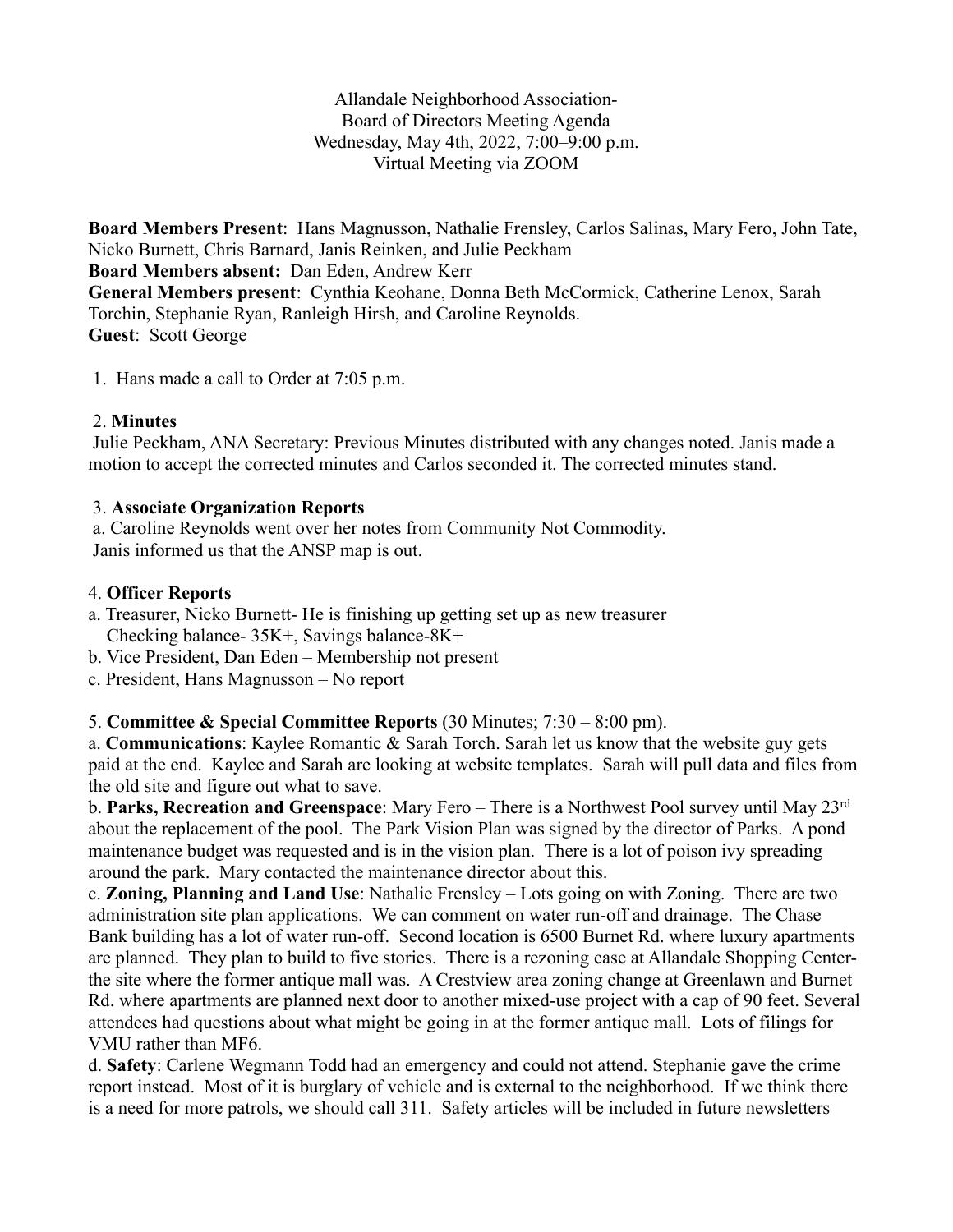Allandale Neighborhood Association-
Board of Directors Meeting Agenda
Wednesday, May 4th, 2022, 7:00–9:00 p.m.
Virtual Meeting via ZOOM

**Board Members Present**: Hans Magnusson, Nathalie Frensley, Carlos Salinas, Mary Fero, John Tate, Nicko Burnett, Chris Barnard, Janis Reinken, and Julie Peckham
**Board Members absent:** Dan Eden, Andrew Kerr
**General Members present**: Cynthia Keohane, Donna Beth McCormick, Catherine Lenox, Sarah Torchin, Stephanie Ryan, Ranleigh Hirsh, and Caroline Reynolds.
**Guest**: Scott George

1. Hans made a call to Order at 7:05 p.m.

2. **Minutes**

Julie Peckham, ANA Secretary: Previous Minutes distributed with any changes noted. Janis made a motion to accept the corrected minutes and Carlos seconded it. The corrected minutes stand.

3. **Associate Organization Reports**

a. Caroline Reynolds went over her notes from Community Not Commodity.
Janis informed us that the ANSP map is out.

4. **Officer Reports**

a. Treasurer, Nicko Burnett- He is finishing up getting set up as new treasurer
Checking balance- 35K+, Savings balance-8K+
b. Vice President, Dan Eden – Membership not present
c. President, Hans Magnusson – No report

5. **Committee & Special Committee Reports** (30 Minutes; 7:30 – 8:00 pm).

a. **Communications**: Kaylee Romantic & Sarah Torch. Sarah let us know that the website guy gets paid at the end. Kaylee and Sarah are looking at website templates. Sarah will pull data and files from the old site and figure out what to save.

b. **Parks, Recreation and Greenspace**: Mary Fero – There is a Northwest Pool survey until May 23rd about the replacement of the pool. The Park Vision Plan was signed by the director of Parks. A pond maintenance budget was requested and is in the vision plan. There is a lot of poison ivy spreading around the park. Mary contacted the maintenance director about this.

c. **Zoning, Planning and Land Use**: Nathalie Frensley – Lots going on with Zoning. There are two administration site plan applications. We can comment on water run-off and drainage. The Chase Bank building has a lot of water run-off. Second location is 6500 Burnet Rd. where luxury apartments are planned. They plan to build to five stories. There is a rezoning case at Allandale Shopping Center- the site where the former antique mall was. A Crestview area zoning change at Greenlawn and Burnet Rd. where apartments are planned next door to another mixed-use project with a cap of 90 feet. Several attendees had questions about what might be going in at the former antique mall. Lots of filings for VMU rather than MF6.

d. **Safety**: Carlene Wegmann Todd had an emergency and could not attend. Stephanie gave the crime report instead. Most of it is burglary of vehicle and is external to the neighborhood. If we think there is a need for more patrols, we should call 311. Safety articles will be included in future newsletters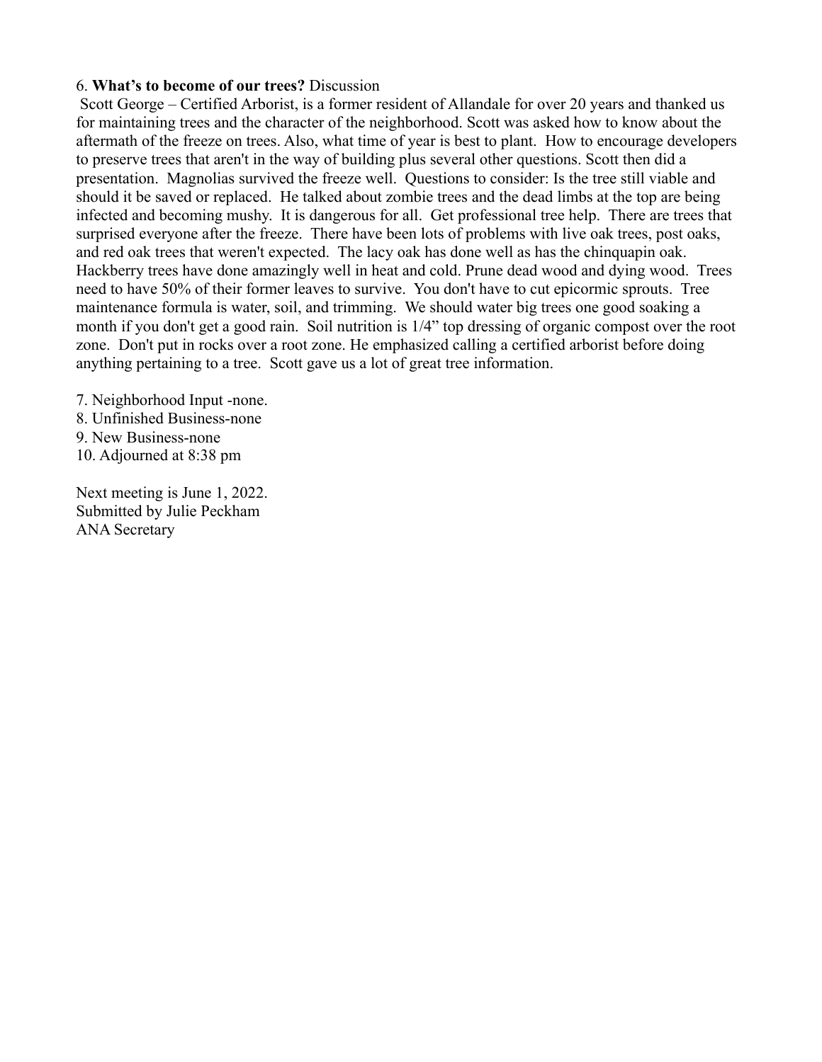6. **What's to become of our trees?** Discussion

Scott George – Certified Arborist, is a former resident of Allandale for over 20 years and thanked us for maintaining trees and the character of the neighborhood. Scott was asked how to know about the aftermath of the freeze on trees. Also, what time of year is best to plant. How to encourage developers to preserve trees that aren't in the way of building plus several other questions. Scott then did a presentation. Magnolias survived the freeze well. Questions to consider: Is the tree still viable and should it be saved or replaced. He talked about zombie trees and the dead limbs at the top are being infected and becoming mushy. It is dangerous for all. Get professional tree help. There are trees that surprised everyone after the freeze. There have been lots of problems with live oak trees, post oaks, and red oak trees that weren't expected. The lacy oak has done well as has the chinquapin oak. Hackberry trees have done amazingly well in heat and cold. Prune dead wood and dying wood. Trees need to have 50% of their former leaves to survive. You don't have to cut epicormic sprouts. Tree maintenance formula is water, soil, and trimming. We should water big trees one good soaking a month if you don't get a good rain. Soil nutrition is 1/4" top dressing of organic compost over the root zone. Don't put in rocks over a root zone. He emphasized calling a certified arborist before doing anything pertaining to a tree. Scott gave us a lot of great tree information.

7. Neighborhood Input -none.
8. Unfinished Business-none
9. New Business-none
10. Adjourned at 8:38 pm

Next meeting is June 1, 2022.
Submitted by Julie Peckham
ANA Secretary